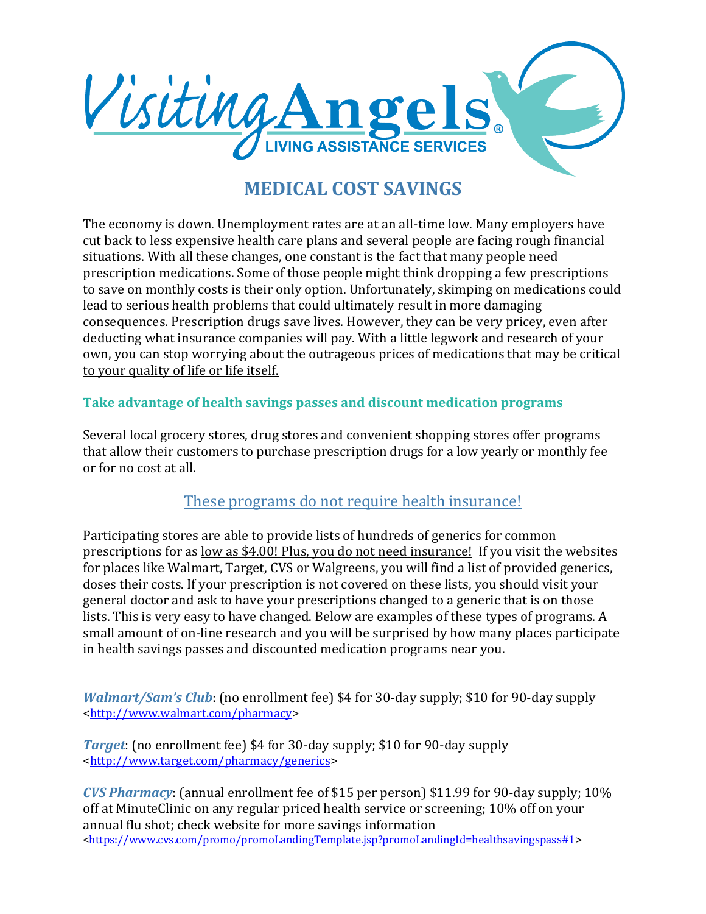Visiting Angels®
LIVING ASSISTANCE SERVICES

# MEDICAL COST SAVINGS

The economy is down. Unemployment rates are at an all-time low. Many employers have cut back to less expensive health care plans and several people are facing rough financial situations. With all these changes, one constant is the fact that many people need prescription medications. Some of those people might think dropping a few prescriptions to save on monthly costs is their only option. Unfortunately, skimping on medications could lead to serious health problems that could ultimately result in more damaging consequences. Prescription drugs save lives. However, they can be very pricey, even after deducting what insurance companies will pay. <u>With a little legwork and research of your own, you can stop worrying about the outrageous prices of medications that may be critical to your quality of life or life itself.</u>

## Take advantage of health savings passes and discount medication programs

Several local grocery stores, drug stores and convenient shopping stores offer programs that allow their customers to purchase prescription drugs for a low yearly or monthly fee or for no cost at all.

<u>These programs do not require health insurance!</u>

Participating stores are able to provide lists of hundreds of generics for common prescriptions for as <u>low as $4.00! Plus, you do not need insurance!</u> If you visit the websites for places like Walmart, Target, CVS or Walgreens, you will find a list of provided generics, doses their costs. If your prescription is not covered on these lists, you should visit your general doctor and ask to have your prescriptions changed to a generic that is on those lists. This is very easy to have changed. Below are examples of these types of programs. A small amount of on-line research and you will be surprised by how many places participate in health savings passes and discounted medication programs near you.

***Walmart/Sam's Club***: (no enrollment fee) $4 for 30-day supply; $10 for 90-day supply <http://www.walmart.com/pharmacy>

***Target***: (no enrollment fee) $4 for 30-day supply; $10 for 90-day supply <http://www.target.com/pharmacy/generics>

***CVS Pharmacy***: (annual enrollment fee of $15 per person) $11.99 for 90-day supply; 10% off at MinuteClinic on any regular priced health service or screening; 10% off on your annual flu shot; check website for more savings information <https://www.cvs.com/promo/promoLandingTemplate.jsp?promoLandingId=healthsavingspass#1>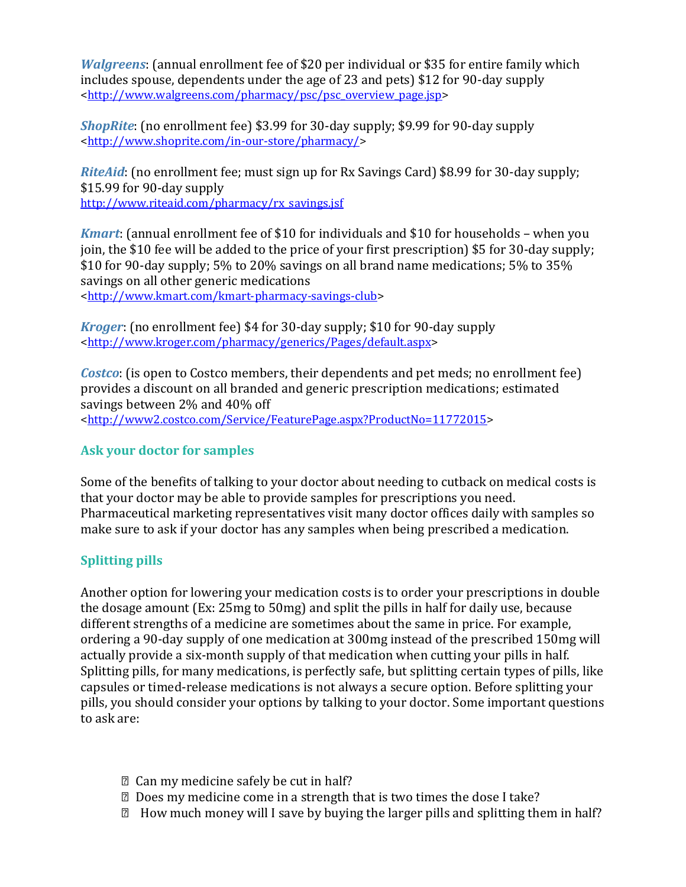***Walgreens***: (annual enrollment fee of $20 per individual or $35 for entire family which includes spouse, dependents under the age of 23 and pets) $12 for 90-day supply <http://www.walgreens.com/pharmacy/psc/psc_overview_page.jsp>

***ShopRite***: (no enrollment fee) $3.99 for 30-day supply; $9.99 for 90-day supply <http://www.shoprite.com/in-our-store/pharmacy/>

***RiteAid***: (no enrollment fee; must sign up for Rx Savings Card) $8.99 for 30-day supply; $15.99 for 90-day supply
http://www.riteaid.com/pharmacy/rx_savings.jsf

***Kmart***: (annual enrollment fee of $10 for individuals and $10 for households – when you join, the $10 fee will be added to the price of your first prescription) $5 for 30-day supply; $10 for 90-day supply; 5% to 20% savings on all brand name medications; 5% to 35% savings on all other generic medications
<http://www.kmart.com/kmart-pharmacy-savings-club>

***Kroger***: (no enrollment fee) $4 for 30-day supply; $10 for 90-day supply <http://www.kroger.com/pharmacy/generics/Pages/default.aspx>

***Costco***: (is open to Costco members, their dependents and pet meds; no enrollment fee) provides a discount on all branded and generic prescription medications; estimated savings between 2% and 40% off
<http://www2.costco.com/Service/FeaturePage.aspx?ProductNo=11772015>

## Ask your doctor for samples

Some of the benefits of talking to your doctor about needing to cutback on medical costs is that your doctor may be able to provide samples for prescriptions you need. Pharmaceutical marketing representatives visit many doctor offices daily with samples so make sure to ask if your doctor has any samples when being prescribed a medication.

## Splitting pills

Another option for lowering your medication costs is to order your prescriptions in double the dosage amount (Ex: 25mg to 50mg) and split the pills in half for daily use, because different strengths of a medicine are sometimes about the same in price. For example, ordering a 90-day supply of one medication at 300mg instead of the prescribed 150mg will actually provide a six-month supply of that medication when cutting your pills in half. Splitting pills, for many medications, is perfectly safe, but splitting certain types of pills, like capsules or timed-release medications is not always a secure option. Before splitting your pills, you should consider your options by talking to your doctor. Some important questions to ask are:

- Can my medicine safely be cut in half?
- Does my medicine come in a strength that is two times the dose I take?
- How much money will I save by buying the larger pills and splitting them in half?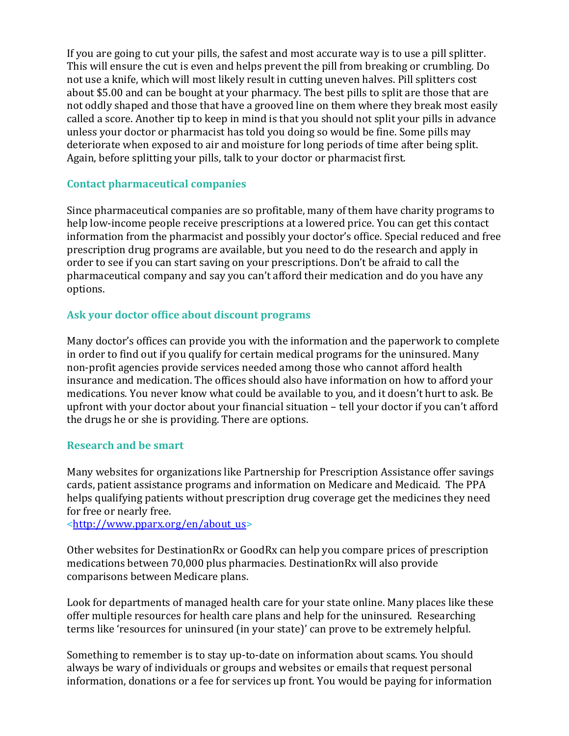If you are going to cut your pills, the safest and most accurate way is to use a pill splitter. This will ensure the cut is even and helps prevent the pill from breaking or crumbling. Do not use a knife, which will most likely result in cutting uneven halves. Pill splitters cost about $5.00 and can be bought at your pharmacy. The best pills to split are those that are not oddly shaped and those that have a grooved line on them where they break most easily called a score. Another tip to keep in mind is that you should not split your pills in advance unless your doctor or pharmacist has told you doing so would be fine. Some pills may deteriorate when exposed to air and moisture for long periods of time after being split. Again, before splitting your pills, talk to your doctor or pharmacist first.

### Contact pharmaceutical companies

Since pharmaceutical companies are so profitable, many of them have charity programs to help low-income people receive prescriptions at a lowered price. You can get this contact information from the pharmacist and possibly your doctor's office. Special reduced and free prescription drug programs are available, but you need to do the research and apply in order to see if you can start saving on your prescriptions. Don't be afraid to call the pharmaceutical company and say you can't afford their medication and do you have any options.

### Ask your doctor office about discount programs

Many doctor's offices can provide you with the information and the paperwork to complete in order to find out if you qualify for certain medical programs for the uninsured. Many non-profit agencies provide services needed among those who cannot afford health insurance and medication. The offices should also have information on how to afford your medications. You never know what could be available to you, and it doesn't hurt to ask. Be upfront with your doctor about your financial situation – tell your doctor if you can't afford the drugs he or she is providing. There are options.

### Research and be smart

Many websites for organizations like Partnership for Prescription Assistance offer savings cards, patient assistance programs and information on Medicare and Medicaid. The PPA helps qualifying patients without prescription drug coverage get the medicines they need for free or nearly free.
<http://www.pparx.org/en/about_us>

Other websites for DestinationRx or GoodRx can help you compare prices of prescription medications between 70,000 plus pharmacies. DestinationRx will also provide comparisons between Medicare plans.

Look for departments of managed health care for your state online. Many places like these offer multiple resources for health care plans and help for the uninsured. Researching terms like 'resources for uninsured (in your state)' can prove to be extremely helpful.

Something to remember is to stay up-to-date on information about scams. You should always be wary of individuals or groups and websites or emails that request personal information, donations or a fee for services up front. You would be paying for information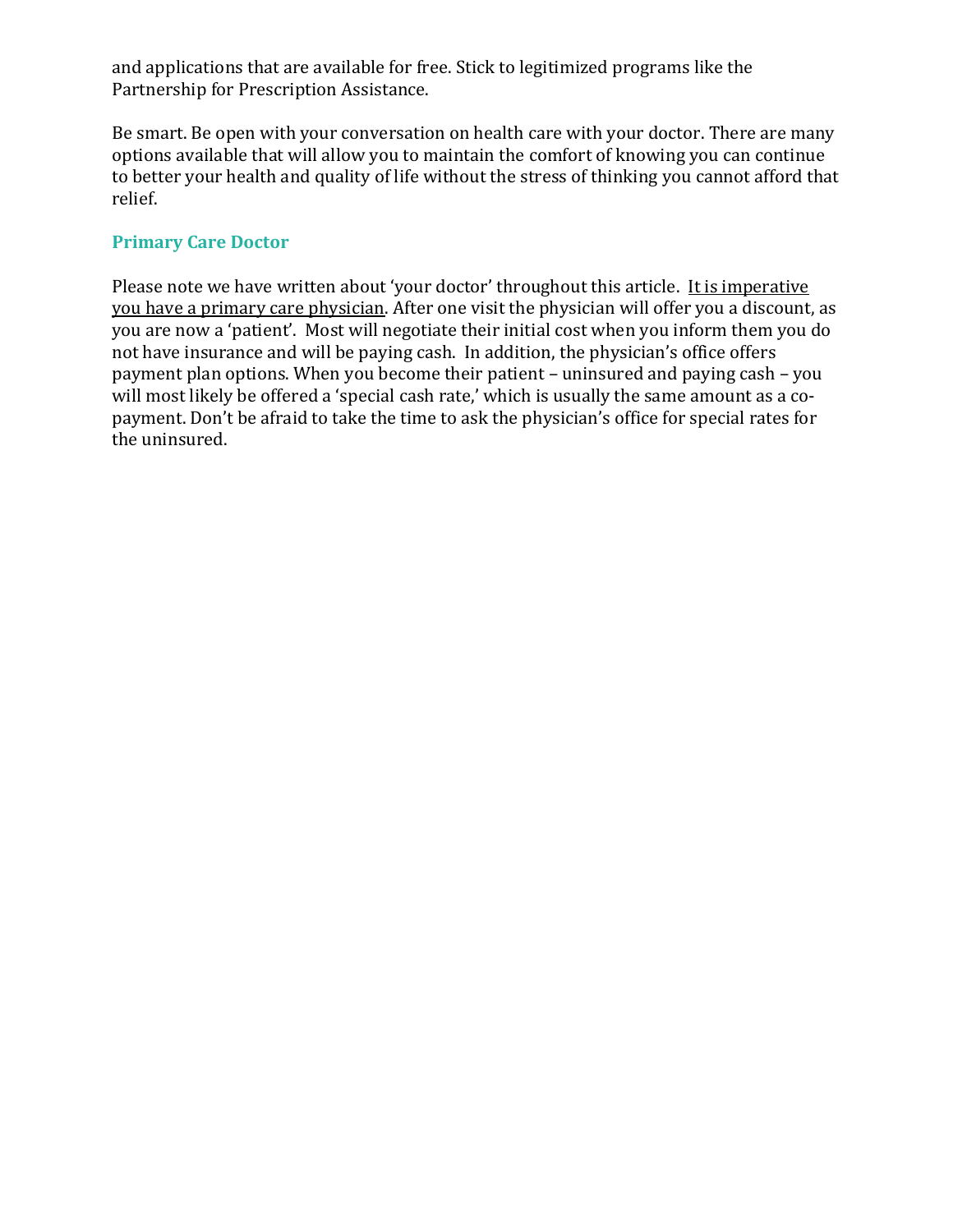and applications that are available for free. Stick to legitimized programs like the Partnership for Prescription Assistance.

Be smart. Be open with your conversation on health care with your doctor. There are many options available that will allow you to maintain the comfort of knowing you can continue to better your health and quality of life without the stress of thinking you cannot afford that relief.

## Primary Care Doctor

Please note we have written about 'your doctor' throughout this article. <u>It is imperative you have a primary care physician</u>. After one visit the physician will offer you a discount, as you are now a 'patient'. Most will negotiate their initial cost when you inform them you do not have insurance and will be paying cash. In addition, the physician's office offers payment plan options. When you become their patient – uninsured and paying cash – you will most likely be offered a 'special cash rate,' which is usually the same amount as a co-payment. Don't be afraid to take the time to ask the physician's office for special rates for the uninsured.